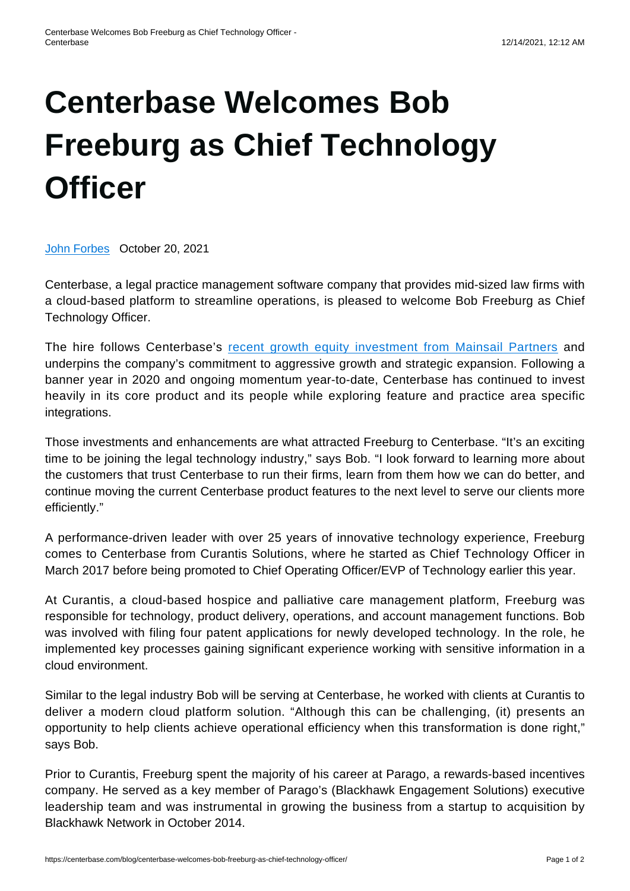# Centerbase Welcomes Bob Freeburg as Chief Technology Officer

[John Forbes](#) October 20, 2021

Centerbase, a legal practice management software company that provides mid-sized law firms with a cloud-based platform to streamline operations, is pleased to welcome Bob Freeburg as Chief Technology Officer.

The hire follows Centerbase's [recent growth equity investment from Mainsail Partners](#) and underpins the company's commitment to aggressive growth and strategic expansion. Following a banner year in 2020 and ongoing momentum year-to-date, Centerbase has continued to invest heavily in its core product and its people while exploring feature and practice area specific integrations.

Those investments and enhancements are what attracted Freeburg to Centerbase. "It's an exciting time to be joining the legal technology industry," says Bob. "I look forward to learning more about the customers that trust Centerbase to run their firms, learn from them how we can do better, and continue moving the current Centerbase product features to the next level to serve our clients more efficiently."

A performance-driven leader with over 25 years of innovative technology experience, Freeburg comes to Centerbase from Curantis Solutions, where he started as Chief Technology Officer in March 2017 before being promoted to Chief Operating Officer/EVP of Technology earlier this year.

At Curantis, a cloud-based hospice and palliative care management platform, Freeburg was responsible for technology, product delivery, operations, and account management functions. Bob was involved with filing four patent applications for newly developed technology. In the role, he implemented key processes gaining significant experience working with sensitive information in a cloud environment.

Similar to the legal industry Bob will be serving at Centerbase, he worked with clients at Curantis to deliver a modern cloud platform solution. "Although this can be challenging, (it) presents an opportunity to help clients achieve operational efficiency when this transformation is done right," says Bob.

Prior to Curantis, Freeburg spent the majority of his career at Parago, a rewards-based incentives company. He served as a key member of Parago's (Blackhawk Engagement Solutions) executive leadership team and was instrumental in growing the business from a startup to acquisition by Blackhawk Network in October 2014.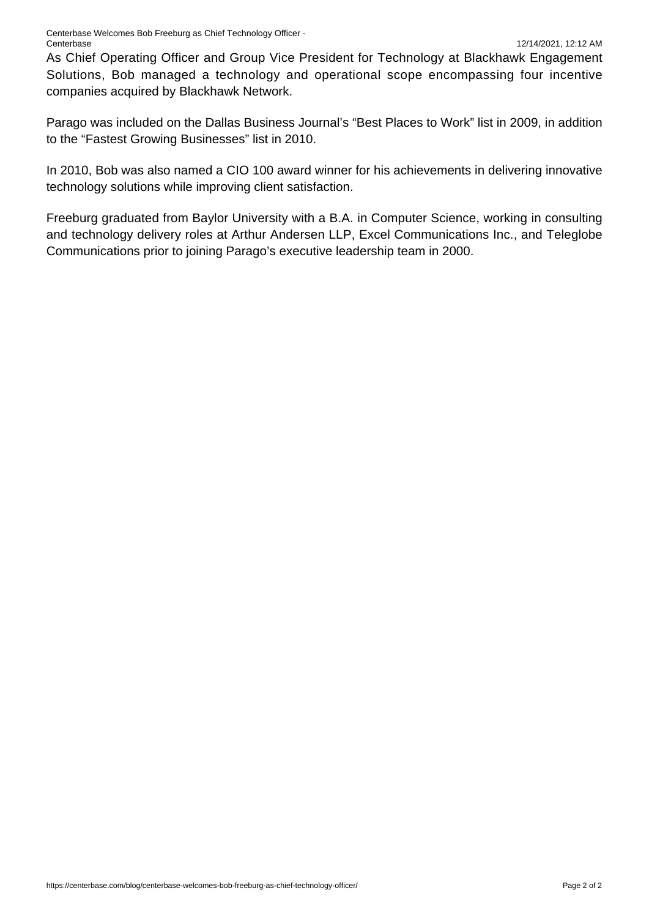As Chief Operating Officer and Group Vice President for Technology at Blackhawk Engagement Solutions, Bob managed a technology and operational scope encompassing four incentive companies acquired by Blackhawk Network.

Parago was included on the Dallas Business Journal's "Best Places to Work" list in 2009, in addition to the "Fastest Growing Businesses" list in 2010.

In 2010, Bob was also named a CIO 100 award winner for his achievements in delivering innovative technology solutions while improving client satisfaction.

Freeburg graduated from Baylor University with a B.A. in Computer Science, working in consulting and technology delivery roles at Arthur Andersen LLP, Excel Communications Inc., and Teleglobe Communications prior to joining Parago's executive leadership team in 2000.